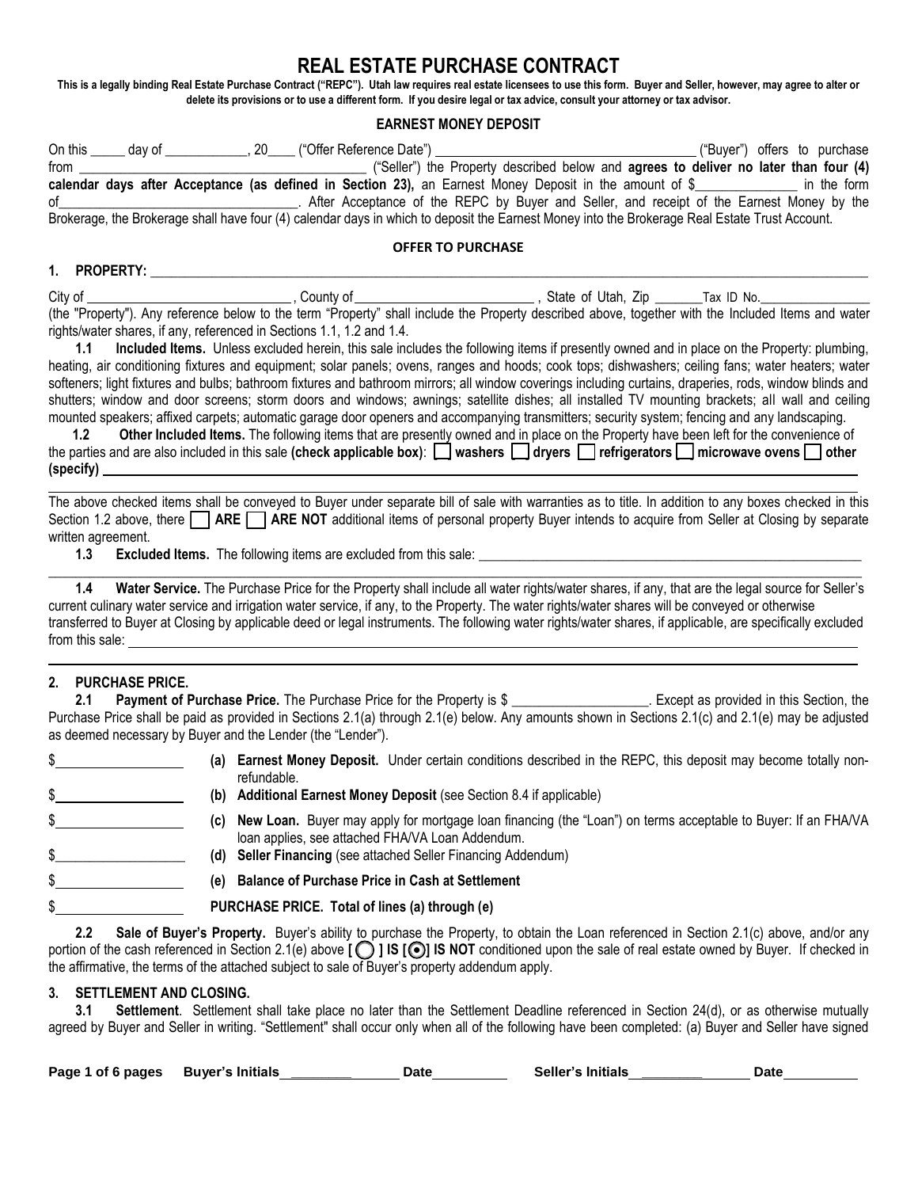# REAL ESTATE PURCHASE CONTRACT

**This is a legally binding Real Estate Purchase Contract ("REPC"). Utah law requires real estate licensees to use this form. Buyer and Seller, however, may agree to alter or delete its provisions or to use a different form. If you desire legal or tax advice, consult your attorney or tax advisor.**

## EARNEST MONEY DEPOSIT

On this _____ day of ____________, 20____ ("Offer Reference Date") ______________________________________ ("Buyer") offers to purchase from __________________________________________ ("Seller") the Property described below and **agrees to deliver no later than four (4) calendar days after Acceptance (as defined in Section 23),** an Earnest Money Deposit in the amount of $_______________ in the form of___________________________________. After Acceptance of the REPC by Buyer and Seller, and receipt of the Earnest Money by the Brokerage, the Brokerage shall have four (4) calendar days in which to deposit the Earnest Money into the Brokerage Real Estate Trust Account.

## OFFER TO PURCHASE

**1. PROPERTY:** ______________________________________________________________________________

City of ______________________________, County of __________________________, State of Utah, Zip _______Tax ID No.________________ (the "Property"). Any reference below to the term "Property" shall include the Property described above, together with the Included Items and water rights/water shares, if any, referenced in Sections 1.1, 1.2 and 1.4.

**1.1 Included Items.** Unless excluded herein, this sale includes the following items if presently owned and in place on the Property: plumbing, heating, air conditioning fixtures and equipment; solar panels; ovens, ranges and hoods; cook tops; dishwashers; ceiling fans; water heaters; water softeners; light fixtures and bulbs; bathroom fixtures and bathroom mirrors; all window coverings including curtains, draperies, rods, window blinds and shutters; window and door screens; storm doors and windows; awnings; satellite dishes; all installed TV mounting brackets; all wall and ceiling mounted speakers; affixed carpets; automatic garage door openers and accompanying transmitters; security system; fencing and any landscaping.

**1.2 Other Included Items.** The following items that are presently owned and in place on the Property have been left for the convenience of the parties and are also included in this sale **(check applicable box)**: ☐ **washers** ☐ **dryers** ☐ **refrigerators** ☐ **microwave ovens** ☐ **other (specify)** ______________________________________________________________________________

______________________________________________________________________________

The above checked items shall be conveyed to Buyer under separate bill of sale with warranties as to title. In addition to any boxes checked in this Section 1.2 above, there ☐ **ARE** ☐ **ARE NOT** additional items of personal property Buyer intends to acquire from Seller at Closing by separate written agreement.

**1.3 Excluded Items.** The following items are excluded from this sale: ______________________________________________

______________________________________________________________________________

**1.4 Water Service.** The Purchase Price for the Property shall include all water rights/water shares, if any, that are the legal source for Seller's current culinary water service and irrigation water service, if any, to the Property. The water rights/water shares will be conveyed or otherwise transferred to Buyer at Closing by applicable deed or legal instruments. The following water rights/water shares, if applicable, are specifically excluded from this sale: ______________________________________________________________________________

______________________________________________________________________________

**2. PURCHASE PRICE.**

**2.1 Payment of Purchase Price.** The Purchase Price for the Property is $ ___________________. Except as provided in this Section, the Purchase Price shall be paid as provided in Sections 2.1(a) through 2.1(e) below. Any amounts shown in Sections 2.1(c) and 2.1(e) may be adjusted as deemed necessary by Buyer and the Lender (the "Lender").

$__________________ **(a) Earnest Money Deposit.** Under certain conditions described in the REPC, this deposit may become totally non-refundable.

$__________________ **(b) Additional Earnest Money Deposit** (see Section 8.4 if applicable)

$__________________ **(c) New Loan.** Buyer may apply for mortgage loan financing (the "Loan") on terms acceptable to Buyer: If an FHA/VA loan applies, see attached FHA/VA Loan Addendum.

$__________________ **(d) Seller Financing** (see attached Seller Financing Addendum)

$__________________ **(e) Balance of Purchase Price in Cash at Settlement**

$__________________ **PURCHASE PRICE. Total of lines (a) through (e)**

**2.2 Sale of Buyer's Property.** Buyer's ability to purchase the Property, to obtain the Loan referenced in Section 2.1(c) above, and/or any portion of the cash referenced in Section 2.1(e) above **[ ◯ ] IS [ ◉ ] IS NOT** conditioned upon the sale of real estate owned by Buyer. If checked in the affirmative, the terms of the attached subject to sale of Buyer's property addendum apply.

**3. SETTLEMENT AND CLOSING.**

**3.1 Settlement**. Settlement shall take place no later than the Settlement Deadline referenced in Section 24(d), or as otherwise mutually agreed by Buyer and Seller in writing. "Settlement" shall occur only when all of the following have been completed: (a) Buyer and Seller have signed

**Buyer's Initials** ________ **Date** ________ **Seller's Initials** ________ **Date** ________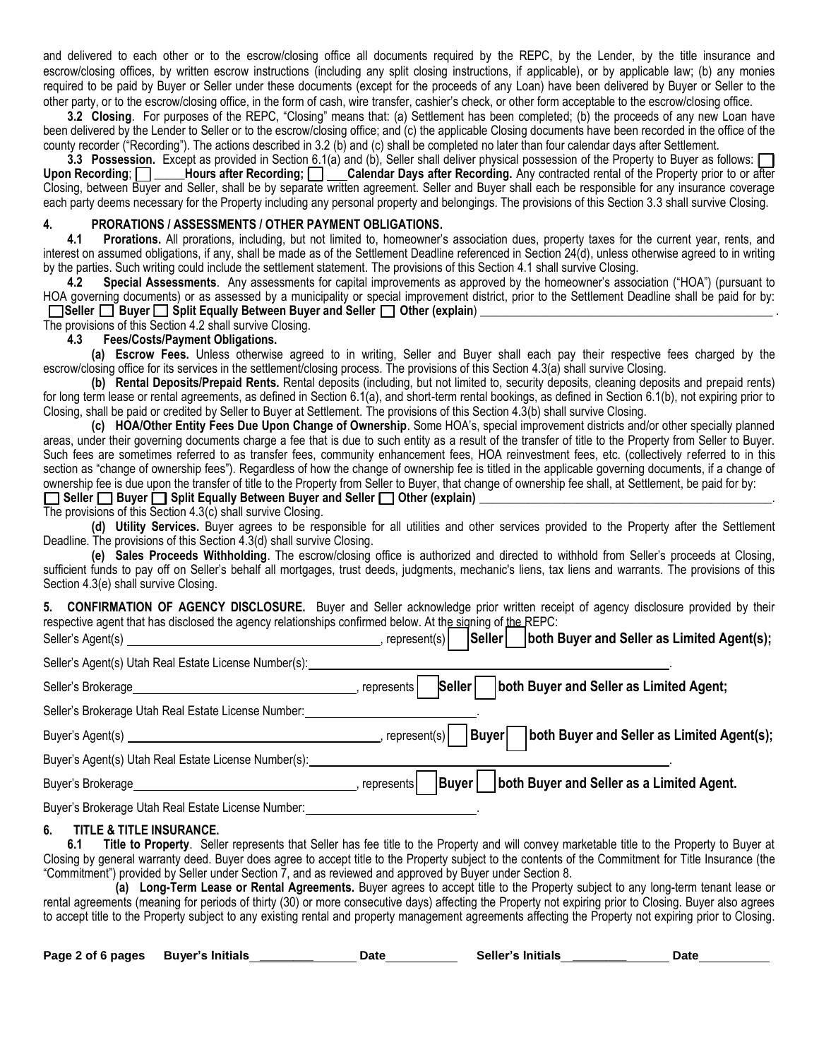and delivered to each other or to the escrow/closing office all documents required by the REPC, by the Lender, by the title insurance and escrow/closing offices, by written escrow instructions (including any split closing instructions, if applicable), or by applicable law; (b) any monies required to be paid by Buyer or Seller under these documents (except for the proceeds of any Loan) have been delivered by Buyer or Seller to the other party, or to the escrow/closing office, in the form of cash, wire transfer, cashier's check, or other form acceptable to the escrow/closing office.

**3.2 Closing**. For purposes of the REPC, "Closing" means that: (a) Settlement has been completed; (b) the proceeds of any new Loan have been delivered by the Lender to Seller or to the escrow/closing office; and (c) the applicable Closing documents have been recorded in the office of the county recorder ("Recording"). The actions described in 3.2 (b) and (c) shall be completed no later than four calendar days after Settlement.

**3.3 Possession.** Except as provided in Section 6.1(a) and (b), Seller shall deliver physical possession of the Property to Buyer as follows: ☐ **Upon Recording**; ☐ _____**Hours after Recording;** ☐ ___**Calendar Days after Recording.** Any contracted rental of the Property prior to or after Closing, between Buyer and Seller, shall be by separate written agreement. Seller and Buyer shall each be responsible for any insurance coverage each party deems necessary for the Property including any personal property and belongings. The provisions of this Section 3.3 shall survive Closing.

## 4. PRORATIONS / ASSESSMENTS / OTHER PAYMENT OBLIGATIONS.

**4.1 Prorations.** All prorations, including, but not limited to, homeowner's association dues, property taxes for the current year, rents, and interest on assumed obligations, if any, shall be made as of the Settlement Deadline referenced in Section 24(d), unless otherwise agreed to in writing by the parties. Such writing could include the settlement statement. The provisions of this Section 4.1 shall survive Closing.

**4.2 Special Assessments**. Any assessments for capital improvements as approved by the homeowner's association ("HOA") (pursuant to HOA governing documents) or as assessed by a municipality or special improvement district, prior to the Settlement Deadline shall be paid for by:
☐ **Seller** ☐ **Buyer** ☐ **Split Equally Between Buyer and Seller** ☐ **Other (explain**) ______________________________________________.
The provisions of this Section 4.2 shall survive Closing.

**4.3 Fees/Costs/Payment Obligations.**

**(a) Escrow Fees.** Unless otherwise agreed to in writing, Seller and Buyer shall each pay their respective fees charged by the escrow/closing office for its services in the settlement/closing process. The provisions of this Section 4.3(a) shall survive Closing.

**(b) Rental Deposits/Prepaid Rents.** Rental deposits (including, but not limited to, security deposits, cleaning deposits and prepaid rents) for long term lease or rental agreements, as defined in Section 6.1(a), and short-term rental bookings, as defined in Section 6.1(b), not expiring prior to Closing, shall be paid or credited by Seller to Buyer at Settlement. The provisions of this Section 4.3(b) shall survive Closing.

**(c) HOA/Other Entity Fees Due Upon Change of Ownership**. Some HOA's, special improvement districts and/or other specially planned areas, under their governing documents charge a fee that is due to such entity as a result of the transfer of title to the Property from Seller to Buyer. Such fees are sometimes referred to as transfer fees, community enhancement fees, HOA reinvestment fees, etc. (collectively referred to in this section as "change of ownership fees"). Regardless of how the change of ownership fee is titled in the applicable governing documents, if a change of ownership fee is due upon the transfer of title to the Property from Seller to Buyer, that change of ownership fee shall, at Settlement, be paid for by:
☐ **Seller** ☐ **Buyer** ☐ **Split Equally Between Buyer and Seller** ☐ **Other (explain)** ______________________________________________.
The provisions of this Section 4.3(c) shall survive Closing.

**(d) Utility Services.** Buyer agrees to be responsible for all utilities and other services provided to the Property after the Settlement Deadline. The provisions of this Section 4.3(d) shall survive Closing.

**(e) Sales Proceeds Withholding**. The escrow/closing office is authorized and directed to withhold from Seller's proceeds at Closing, sufficient funds to pay off on Seller's behalf all mortgages, trust deeds, judgments, mechanic's liens, tax liens and warrants. The provisions of this Section 4.3(e) shall survive Closing.

**5. CONFIRMATION OF AGENCY DISCLOSURE.** Buyer and Seller acknowledge prior written receipt of agency disclosure provided by their respective agent that has disclosed the agency relationships confirmed below. At the signing of the REPC:

Seller's Agent(s) ______________________________, represent(s) ☐ **Seller** ☐ **both Buyer and Seller as Limited Agent(s);**

Seller's Agent(s) Utah Real Estate License Number(s): ______________________________.

Seller's Brokerage ______________________________, represents ☐ **Seller** ☐ **both Buyer and Seller as Limited Agent;**

Seller's Brokerage Utah Real Estate License Number: ____________________.

Buyer's Agent(s) ______________________________, represent(s) ☐ **Buyer** ☐ **both Buyer and Seller as Limited Agent(s);**

Buyer's Agent(s) Utah Real Estate License Number(s): ______________________________.

Buyer's Brokerage ______________________________, represents ☐ **Buyer** ☐ **both Buyer and Seller as a Limited Agent.**

Buyer's Brokerage Utah Real Estate License Number: ____________________.

## 6. TITLE & TITLE INSURANCE.

**6.1 Title to Property**. Seller represents that Seller has fee title to the Property and will convey marketable title to the Property to Buyer at Closing by general warranty deed. Buyer does agree to accept title to the Property subject to the contents of the Commitment for Title Insurance (the "Commitment") provided by Seller under Section 7, and as reviewed and approved by Buyer under Section 8.

**(a) Long-Term Lease or Rental Agreements.** Buyer agrees to accept title to the Property subject to any long-term tenant lease or rental agreements (meaning for periods of thirty (30) or more consecutive days) affecting the Property not expiring prior to Closing. Buyer also agrees to accept title to the Property subject to any existing rental and property management agreements affecting the Property not expiring prior to Closing.

Buyer's Initials ________ Date ________ Seller's Initials ________ Date ________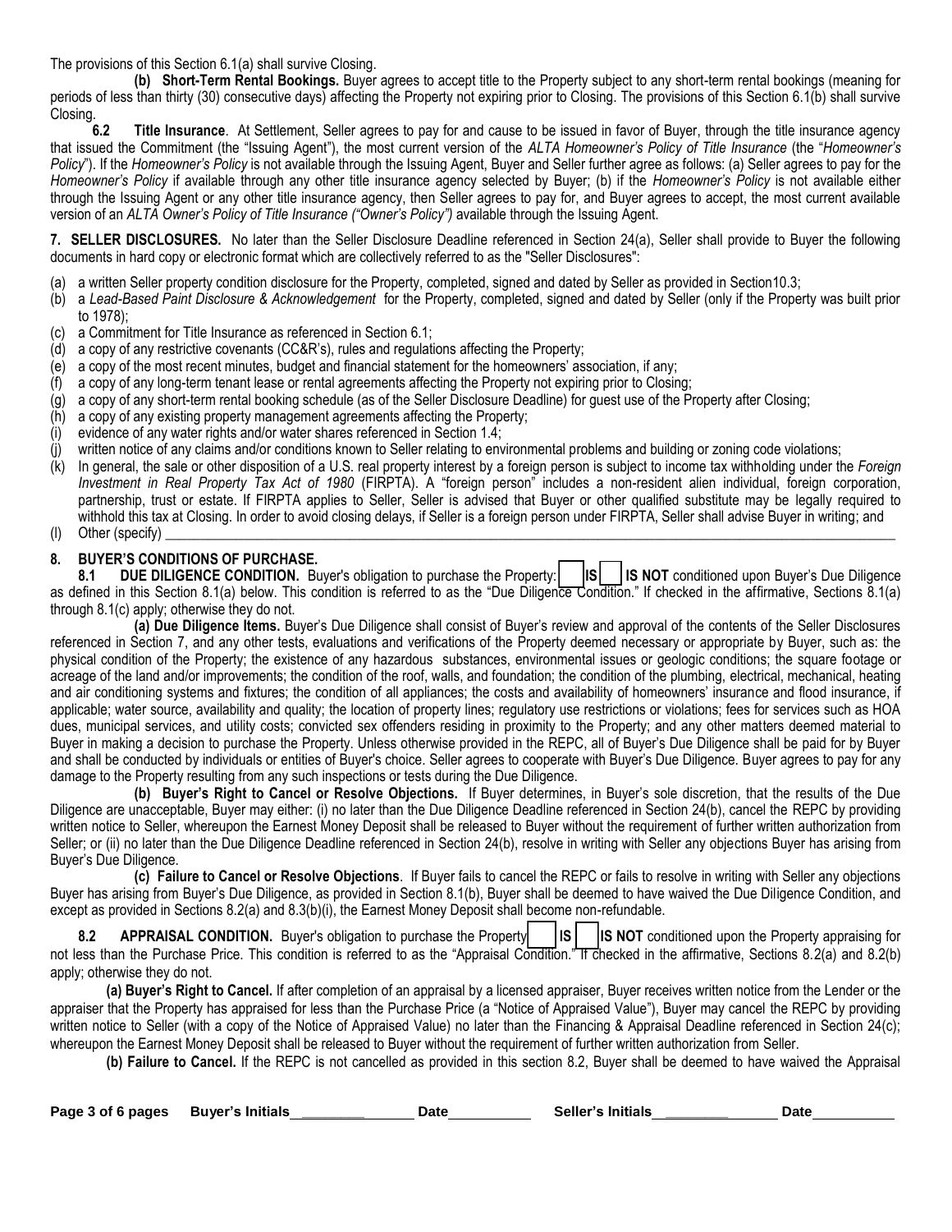The provisions of this Section 6.1(a) shall survive Closing.

**(b) Short-Term Rental Bookings.** Buyer agrees to accept title to the Property subject to any short-term rental bookings (meaning for periods of less than thirty (30) consecutive days) affecting the Property not expiring prior to Closing. The provisions of this Section 6.1(b) shall survive Closing.

**6.2 Title Insurance**. At Settlement, Seller agrees to pay for and cause to be issued in favor of Buyer, through the title insurance agency that issued the Commitment (the "Issuing Agent"), the most current version of the *ALTA Homeowner's Policy of Title Insurance* (the "*Homeowner's Policy*"). If the *Homeowner's Policy* is not available through the Issuing Agent, Buyer and Seller further agree as follows: (a) Seller agrees to pay for the *Homeowner's Policy* if available through any other title insurance agency selected by Buyer; (b) if the *Homeowner's Policy* is not available either through the Issuing Agent or any other title insurance agency, then Seller agrees to pay for, and Buyer agrees to accept, the most current available version of an *ALTA Owner's Policy of Title Insurance ("Owner's Policy")* available through the Issuing Agent.

**7. SELLER DISCLOSURES.** No later than the Seller Disclosure Deadline referenced in Section 24(a), Seller shall provide to Buyer the following documents in hard copy or electronic format which are collectively referred to as the "Seller Disclosures":

(a) a written Seller property condition disclosure for the Property, completed, signed and dated by Seller as provided in Section10.3;
(b) a *Lead-Based Paint Disclosure & Acknowledgement* for the Property, completed, signed and dated by Seller (only if the Property was built prior to 1978);
(c) a Commitment for Title Insurance as referenced in Section 6.1;
(d) a copy of any restrictive covenants (CC&R's), rules and regulations affecting the Property;
(e) a copy of the most recent minutes, budget and financial statement for the homeowners' association, if any;
(f) a copy of any long-term tenant lease or rental agreements affecting the Property not expiring prior to Closing;
(g) a copy of any short-term rental booking schedule (as of the Seller Disclosure Deadline) for guest use of the Property after Closing;
(h) a copy of any existing property management agreements affecting the Property;
(i) evidence of any water rights and/or water shares referenced in Section 1.4;
(j) written notice of any claims and/or conditions known to Seller relating to environmental problems and building or zoning code violations;
(k) In general, the sale or other disposition of a U.S. real property interest by a foreign person is subject to income tax withholding under the *Foreign Investment in Real Property Tax Act of 1980* (FIRPTA). A "foreign person" includes a non-resident alien individual, foreign corporation, partnership, trust or estate. If FIRPTA applies to Seller, Seller is advised that Buyer or other qualified substitute may be legally required to withhold this tax at Closing. In order to avoid closing delays, if Seller is a foreign person under FIRPTA, Seller shall advise Buyer in writing; and
(l) Other (specify) ______________________________________________________________________________

**8. BUYER'S CONDITIONS OF PURCHASE.**

**8.1 DUE DILIGENCE CONDITION.** Buyer's obligation to purchase the Property: [ ] **IS** [ ] **IS NOT** conditioned upon Buyer's Due Diligence as defined in this Section 8.1(a) below. This condition is referred to as the "Due Diligence Condition." If checked in the affirmative, Sections 8.1(a) through 8.1(c) apply; otherwise they do not.

**(a) Due Diligence Items.** Buyer's Due Diligence shall consist of Buyer's review and approval of the contents of the Seller Disclosures referenced in Section 7, and any other tests, evaluations and verifications of the Property deemed necessary or appropriate by Buyer, such as: the physical condition of the Property; the existence of any hazardous substances, environmental issues or geologic conditions; the square footage or acreage of the land and/or improvements; the condition of the roof, walls, and foundation; the condition of the plumbing, electrical, mechanical, heating and air conditioning systems and fixtures; the condition of all appliances; the costs and availability of homeowners' insurance and flood insurance, if applicable; water source, availability and quality; the location of property lines; regulatory use restrictions or violations; fees for services such as HOA dues, municipal services, and utility costs; convicted sex offenders residing in proximity to the Property; and any other matters deemed material to Buyer in making a decision to purchase the Property. Unless otherwise provided in the REPC, all of Buyer's Due Diligence shall be paid for by Buyer and shall be conducted by individuals or entities of Buyer's choice. Seller agrees to cooperate with Buyer's Due Diligence. Buyer agrees to pay for any damage to the Property resulting from any such inspections or tests during the Due Diligence.

**(b) Buyer's Right to Cancel or Resolve Objections.** If Buyer determines, in Buyer's sole discretion, that the results of the Due Diligence are unacceptable, Buyer may either: (i) no later than the Due Diligence Deadline referenced in Section 24(b), cancel the REPC by providing written notice to Seller, whereupon the Earnest Money Deposit shall be released to Buyer without the requirement of further written authorization from Seller; or (ii) no later than the Due Diligence Deadline referenced in Section 24(b), resolve in writing with Seller any objections Buyer has arising from Buyer's Due Diligence.

**(c) Failure to Cancel or Resolve Objections**. If Buyer fails to cancel the REPC or fails to resolve in writing with Seller any objections Buyer has arising from Buyer's Due Diligence, as provided in Section 8.1(b), Buyer shall be deemed to have waived the Due Diligence Condition, and except as provided in Sections 8.2(a) and 8.3(b)(i), the Earnest Money Deposit shall become non-refundable.

**8.2 APPRAISAL CONDITION.** Buyer's obligation to purchase the Property [ ] **IS** [ ] **IS NOT** conditioned upon the Property appraising for not less than the Purchase Price. This condition is referred to as the "Appraisal Condition." If checked in the affirmative, Sections 8.2(a) and 8.2(b) apply; otherwise they do not.

**(a) Buyer's Right to Cancel.** If after completion of an appraisal by a licensed appraiser, Buyer receives written notice from the Lender or the appraiser that the Property has appraised for less than the Purchase Price (a "Notice of Appraised Value"), Buyer may cancel the REPC by providing written notice to Seller (with a copy of the Notice of Appraised Value) no later than the Financing & Appraisal Deadline referenced in Section 24(c); whereupon the Earnest Money Deposit shall be released to Buyer without the requirement of further written authorization from Seller.

**(b) Failure to Cancel.** If the REPC is not cancelled as provided in this section 8.2, Buyer shall be deemed to have waived the Appraisal

Buyer's Initials ________ Date ________ Seller's Initials ________ Date ________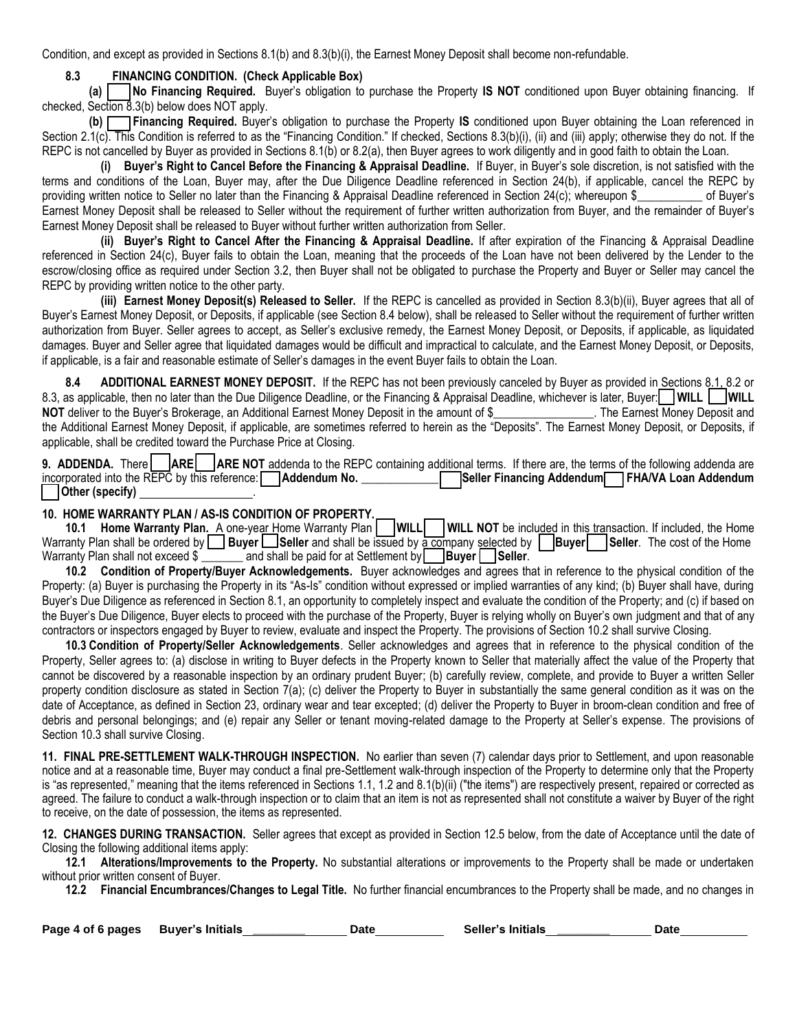Condition, and except as provided in Sections 8.1(b) and 8.3(b)(i), the Earnest Money Deposit shall become non-refundable.

**8.3 FINANCING CONDITION. (Check Applicable Box)**

**(a)** [ ] **No Financing Required.** Buyer's obligation to purchase the Property **IS NOT** conditioned upon Buyer obtaining financing. If checked, Section 8.3(b) below does NOT apply.

**(b)** [ ] **Financing Required.** Buyer's obligation to purchase the Property **IS** conditioned upon Buyer obtaining the Loan referenced in Section 2.1(c). This Condition is referred to as the "Financing Condition." If checked, Sections 8.3(b)(i), (ii) and (iii) apply; otherwise they do not. If the REPC is not cancelled by Buyer as provided in Sections 8.1(b) or 8.2(a), then Buyer agrees to work diligently and in good faith to obtain the Loan.

**(i) Buyer's Right to Cancel Before the Financing & Appraisal Deadline.** If Buyer, in Buyer's sole discretion, is not satisfied with the terms and conditions of the Loan, Buyer may, after the Due Diligence Deadline referenced in Section 24(b), if applicable, cancel the REPC by providing written notice to Seller no later than the Financing & Appraisal Deadline referenced in Section 24(c); whereupon $___________ of Buyer's Earnest Money Deposit shall be released to Seller without the requirement of further written authorization from Buyer, and the remainder of Buyer's Earnest Money Deposit shall be released to Buyer without further written authorization from Seller.

**(ii) Buyer's Right to Cancel After the Financing & Appraisal Deadline.** If after expiration of the Financing & Appraisal Deadline referenced in Section 24(c), Buyer fails to obtain the Loan, meaning that the proceeds of the Loan have not been delivered by the Lender to the escrow/closing office as required under Section 3.2, then Buyer shall not be obligated to purchase the Property and Buyer or Seller may cancel the REPC by providing written notice to the other party.

**(iii) Earnest Money Deposit(s) Released to Seller.** If the REPC is cancelled as provided in Section 8.3(b)(ii), Buyer agrees that all of Buyer's Earnest Money Deposit, or Deposits, if applicable (see Section 8.4 below), shall be released to Seller without the requirement of further written authorization from Buyer. Seller agrees to accept, as Seller's exclusive remedy, the Earnest Money Deposit, or Deposits, if applicable, as liquidated damages. Buyer and Seller agree that liquidated damages would be difficult and impractical to calculate, and the Earnest Money Deposit, or Deposits, if applicable, is a fair and reasonable estimate of Seller's damages in the event Buyer fails to obtain the Loan.

**8.4 ADDITIONAL EARNEST MONEY DEPOSIT.** If the REPC has not been previously canceled by Buyer as provided in Sections 8.1, 8.2 or 8.3, as applicable, then no later than the Due Diligence Deadline, or the Financing & Appraisal Deadline, whichever is later, Buyer: [ ] **WILL** [ ] **WILL NOT** deliver to the Buyer's Brokerage, an Additional Earnest Money Deposit in the amount of $________________. The Earnest Money Deposit and the Additional Earnest Money Deposit, if applicable, are sometimes referred to herein as the "Deposits". The Earnest Money Deposit, or Deposits, if applicable, shall be credited toward the Purchase Price at Closing.

**9. ADDENDA.** There [ ] **ARE** [ ] **ARE NOT** addenda to the REPC containing additional terms. If there are, the terms of the following addenda are incorporated into the REPC by this reference: [ ] **Addendum No.** _____________ [ ] **Seller Financing Addendum** [ ] **FHA/VA Loan Addendum** [ ] **Other (specify)** __________________.

**10. HOME WARRANTY PLAN / AS-IS CONDITION OF PROPERTY.**

**10.1 Home Warranty Plan.** A one-year Home Warranty Plan [ ] **WILL** [ ] **WILL NOT** be included in this transaction. If included, the Home Warranty Plan shall be ordered by [ ] **Buyer** [ ] **Seller** and shall be issued by a company selected by [ ] **Buyer** [ ] **Seller**. The cost of the Home Warranty Plan shall not exceed $ _______ and shall be paid for at Settlement by [ ] **Buyer** [ ] **Seller**.

**10.2 Condition of Property/Buyer Acknowledgements.** Buyer acknowledges and agrees that in reference to the physical condition of the Property: (a) Buyer is purchasing the Property in its "As-Is" condition without expressed or implied warranties of any kind; (b) Buyer shall have, during Buyer's Due Diligence as referenced in Section 8.1, an opportunity to completely inspect and evaluate the condition of the Property; and (c) if based on the Buyer's Due Diligence, Buyer elects to proceed with the purchase of the Property, Buyer is relying wholly on Buyer's own judgment and that of any contractors or inspectors engaged by Buyer to review, evaluate and inspect the Property. The provisions of Section 10.2 shall survive Closing.

**10.3 Condition of Property/Seller Acknowledgements**. Seller acknowledges and agrees that in reference to the physical condition of the Property, Seller agrees to: (a) disclose in writing to Buyer defects in the Property known to Seller that materially affect the value of the Property that cannot be discovered by a reasonable inspection by an ordinary prudent Buyer; (b) carefully review, complete, and provide to Buyer a written Seller property condition disclosure as stated in Section 7(a); (c) deliver the Property to Buyer in substantially the same general condition as it was on the date of Acceptance, as defined in Section 23, ordinary wear and tear excepted; (d) deliver the Property to Buyer in broom-clean condition and free of debris and personal belongings; and (e) repair any Seller or tenant moving-related damage to the Property at Seller's expense. The provisions of Section 10.3 shall survive Closing.

**11. FINAL PRE-SETTLEMENT WALK-THROUGH INSPECTION.** No earlier than seven (7) calendar days prior to Settlement, and upon reasonable notice and at a reasonable time, Buyer may conduct a final pre-Settlement walk-through inspection of the Property to determine only that the Property is "as represented," meaning that the items referenced in Sections 1.1, 1.2 and 8.1(b)(ii) ("the items") are respectively present, repaired or corrected as agreed. The failure to conduct a walk-through inspection or to claim that an item is not as represented shall not constitute a waiver by Buyer of the right to receive, on the date of possession, the items as represented.

**12. CHANGES DURING TRANSACTION.** Seller agrees that except as provided in Section 12.5 below, from the date of Acceptance until the date of Closing the following additional items apply:

**12.1 Alterations/Improvements to the Property.** No substantial alterations or improvements to the Property shall be made or undertaken without prior written consent of Buyer.

**12.2 Financial Encumbrances/Changes to Legal Title.** No further financial encumbrances to the Property shall be made, and no changes in

Buyer's Initials ________ Date ________ Seller's Initials ________ Date ________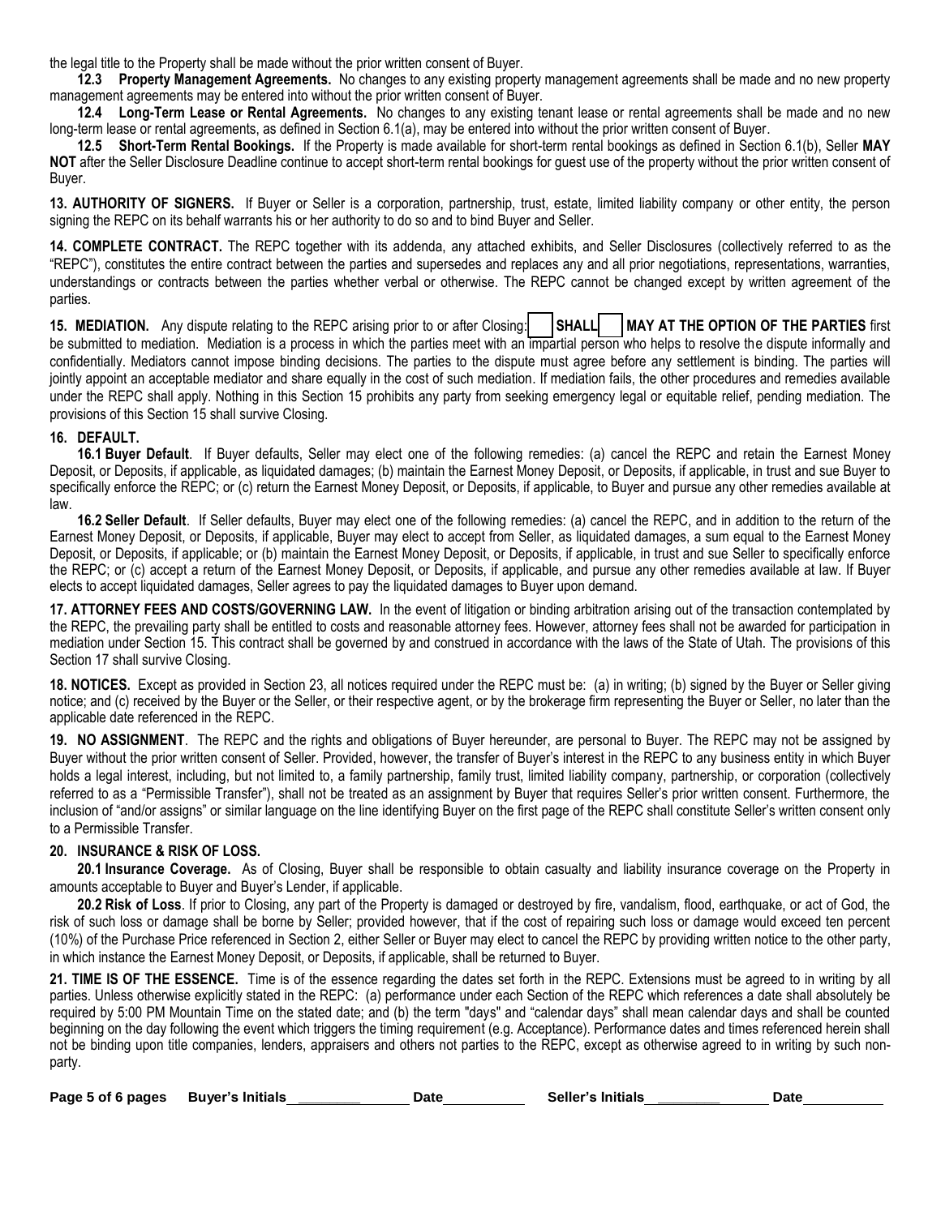the legal title to the Property shall be made without the prior written consent of Buyer.

**12.3 Property Management Agreements.** No changes to any existing property management agreements shall be made and no new property management agreements may be entered into without the prior written consent of Buyer.

**12.4 Long-Term Lease or Rental Agreements.** No changes to any existing tenant lease or rental agreements shall be made and no new long-term lease or rental agreements, as defined in Section 6.1(a), may be entered into without the prior written consent of Buyer.

**12.5 Short-Term Rental Bookings.** If the Property is made available for short-term rental bookings as defined in Section 6.1(b), Seller **MAY NOT** after the Seller Disclosure Deadline continue to accept short-term rental bookings for guest use of the property without the prior written consent of Buyer.

**13. AUTHORITY OF SIGNERS.** If Buyer or Seller is a corporation, partnership, trust, estate, limited liability company or other entity, the person signing the REPC on its behalf warrants his or her authority to do so and to bind Buyer and Seller.

**14. COMPLETE CONTRACT.** The REPC together with its addenda, any attached exhibits, and Seller Disclosures (collectively referred to as the "REPC"), constitutes the entire contract between the parties and supersedes and replaces any and all prior negotiations, representations, warranties, understandings or contracts between the parties whether verbal or otherwise. The REPC cannot be changed except by written agreement of the parties.

**15. MEDIATION.** Any dispute relating to the REPC arising prior to or after Closing: [ ] **SHALL** [ ] **MAY AT THE OPTION OF THE PARTIES** first be submitted to mediation. Mediation is a process in which the parties meet with an impartial person who helps to resolve the dispute informally and confidentially. Mediators cannot impose binding decisions. The parties to the dispute must agree before any settlement is binding. The parties will jointly appoint an acceptable mediator and share equally in the cost of such mediation. If mediation fails, the other procedures and remedies available under the REPC shall apply. Nothing in this Section 15 prohibits any party from seeking emergency legal or equitable relief, pending mediation. The provisions of this Section 15 shall survive Closing.

**16. DEFAULT.**

**16.1 Buyer Default**. If Buyer defaults, Seller may elect one of the following remedies: (a) cancel the REPC and retain the Earnest Money Deposit, or Deposits, if applicable, as liquidated damages; (b) maintain the Earnest Money Deposit, or Deposits, if applicable, in trust and sue Buyer to specifically enforce the REPC; or (c) return the Earnest Money Deposit, or Deposits, if applicable, to Buyer and pursue any other remedies available at law.

**16.2 Seller Default**. If Seller defaults, Buyer may elect one of the following remedies: (a) cancel the REPC, and in addition to the return of the Earnest Money Deposit, or Deposits, if applicable, Buyer may elect to accept from Seller, as liquidated damages, a sum equal to the Earnest Money Deposit, or Deposits, if applicable; or (b) maintain the Earnest Money Deposit, or Deposits, if applicable, in trust and sue Seller to specifically enforce the REPC; or (c) accept a return of the Earnest Money Deposit, or Deposits, if applicable, and pursue any other remedies available at law. If Buyer elects to accept liquidated damages, Seller agrees to pay the liquidated damages to Buyer upon demand.

**17. ATTORNEY FEES AND COSTS/GOVERNING LAW.** In the event of litigation or binding arbitration arising out of the transaction contemplated by the REPC, the prevailing party shall be entitled to costs and reasonable attorney fees. However, attorney fees shall not be awarded for participation in mediation under Section 15. This contract shall be governed by and construed in accordance with the laws of the State of Utah. The provisions of this Section 17 shall survive Closing.

**18. NOTICES.** Except as provided in Section 23, all notices required under the REPC must be: (a) in writing; (b) signed by the Buyer or Seller giving notice; and (c) received by the Buyer or the Seller, or their respective agent, or by the brokerage firm representing the Buyer or Seller, no later than the applicable date referenced in the REPC.

**19. NO ASSIGNMENT**. The REPC and the rights and obligations of Buyer hereunder, are personal to Buyer. The REPC may not be assigned by Buyer without the prior written consent of Seller. Provided, however, the transfer of Buyer's interest in the REPC to any business entity in which Buyer holds a legal interest, including, but not limited to, a family partnership, family trust, limited liability company, partnership, or corporation (collectively referred to as a "Permissible Transfer"), shall not be treated as an assignment by Buyer that requires Seller's prior written consent. Furthermore, the inclusion of "and/or assigns" or similar language on the line identifying Buyer on the first page of the REPC shall constitute Seller's written consent only to a Permissible Transfer.

**20. INSURANCE & RISK OF LOSS.**

**20.1 Insurance Coverage.** As of Closing, Buyer shall be responsible to obtain casualty and liability insurance coverage on the Property in amounts acceptable to Buyer and Buyer's Lender, if applicable.

**20.2 Risk of Loss**. If prior to Closing, any part of the Property is damaged or destroyed by fire, vandalism, flood, earthquake, or act of God, the risk of such loss or damage shall be borne by Seller; provided however, that if the cost of repairing such loss or damage would exceed ten percent (10%) of the Purchase Price referenced in Section 2, either Seller or Buyer may elect to cancel the REPC by providing written notice to the other party, in which instance the Earnest Money Deposit, or Deposits, if applicable, shall be returned to Buyer.

**21. TIME IS OF THE ESSENCE.** Time is of the essence regarding the dates set forth in the REPC. Extensions must be agreed to in writing by all parties. Unless otherwise explicitly stated in the REPC: (a) performance under each Section of the REPC which references a date shall absolutely be required by 5:00 PM Mountain Time on the stated date; and (b) the term "days" and "calendar days" shall mean calendar days and shall be counted beginning on the day following the event which triggers the timing requirement (e.g. Acceptance). Performance dates and times referenced herein shall not be binding upon title companies, lenders, appraisers and others not parties to the REPC, except as otherwise agreed to in writing by such non-party.

**Buyer's Initials** \_\_\_\_\_\_\_\_ **Date** \_\_\_\_\_\_\_\_ **Seller's Initials** \_\_\_\_\_\_\_\_ **Date** \_\_\_\_\_\_\_\_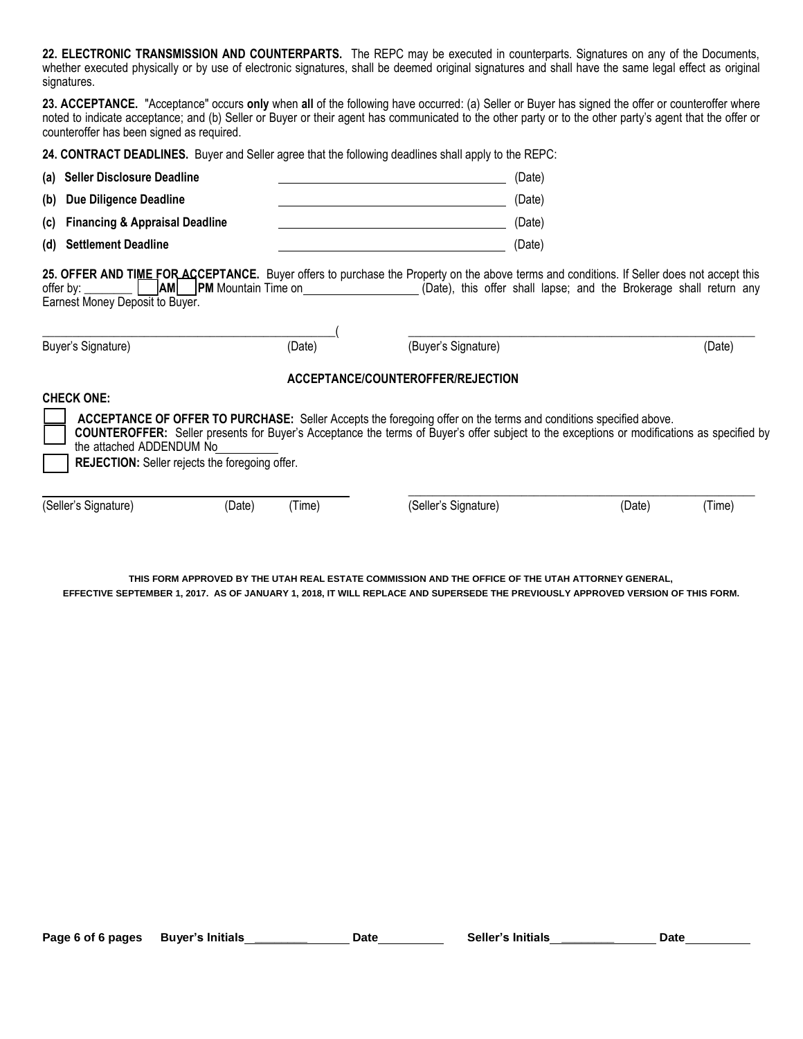**22. ELECTRONIC TRANSMISSION AND COUNTERPARTS.** The REPC may be executed in counterparts. Signatures on any of the Documents, whether executed physically or by use of electronic signatures, shall be deemed original signatures and shall have the same legal effect as original signatures.

**23. ACCEPTANCE.** "Acceptance" occurs **only** when **all** of the following have occurred: (a) Seller or Buyer has signed the offer or counteroffer where noted to indicate acceptance; and (b) Seller or Buyer or their agent has communicated to the other party or to the other party's agent that the offer or counteroffer has been signed as required.

**24. CONTRACT DEADLINES.** Buyer and Seller agree that the following deadlines shall apply to the REPC:

**(a) Seller Disclosure Deadline** ______________________________ (Date)

**(b) Due Diligence Deadline** ______________________________ (Date)

**(c) Financing & Appraisal Deadline** ______________________________ (Date)

**(d) Settlement Deadline** ______________________________ (Date)

**25. OFFER AND TIME FOR ACCEPTANCE.** Buyer offers to purchase the Property on the above terms and conditions. If Seller does not accept this offer by: ________ ☐ **AM** ☐ **PM** Mountain Time on __________________ (Date), this offer shall lapse; and the Brokerage shall return any Earnest Money Deposit to Buyer.

______________________________________________ ______________________________________________

Buyer's Signature) (Date) (Buyer's Signature) (Date)

**ACCEPTANCE/COUNTEROFFER/REJECTION**

**CHECK ONE:**

☐ **ACCEPTANCE OF OFFER TO PURCHASE:** Seller Accepts the foregoing offer on the terms and conditions specified above.

☐ **COUNTEROFFER:** Seller presents for Buyer's Acceptance the terms of Buyer's offer subject to the exceptions or modifications as specified by the attached ADDENDUM No__________

☐ **REJECTION:** Seller rejects the foregoing offer.

______________________________________________ ______________________________________________

(Seller's Signature) (Date) (Time) (Seller's Signature) (Date) (Time)

**THIS FORM APPROVED BY THE UTAH REAL ESTATE COMMISSION AND THE OFFICE OF THE UTAH ATTORNEY GENERAL, EFFECTIVE SEPTEMBER 1, 2017. AS OF JANUARY 1, 2018, IT WILL REPLACE AND SUPERSEDE THE PREVIOUSLY APPROVED VERSION OF THIS FORM.**

**Buyer's Initials**________ **Date**__________ **Seller's Initials**________ **Date**__________